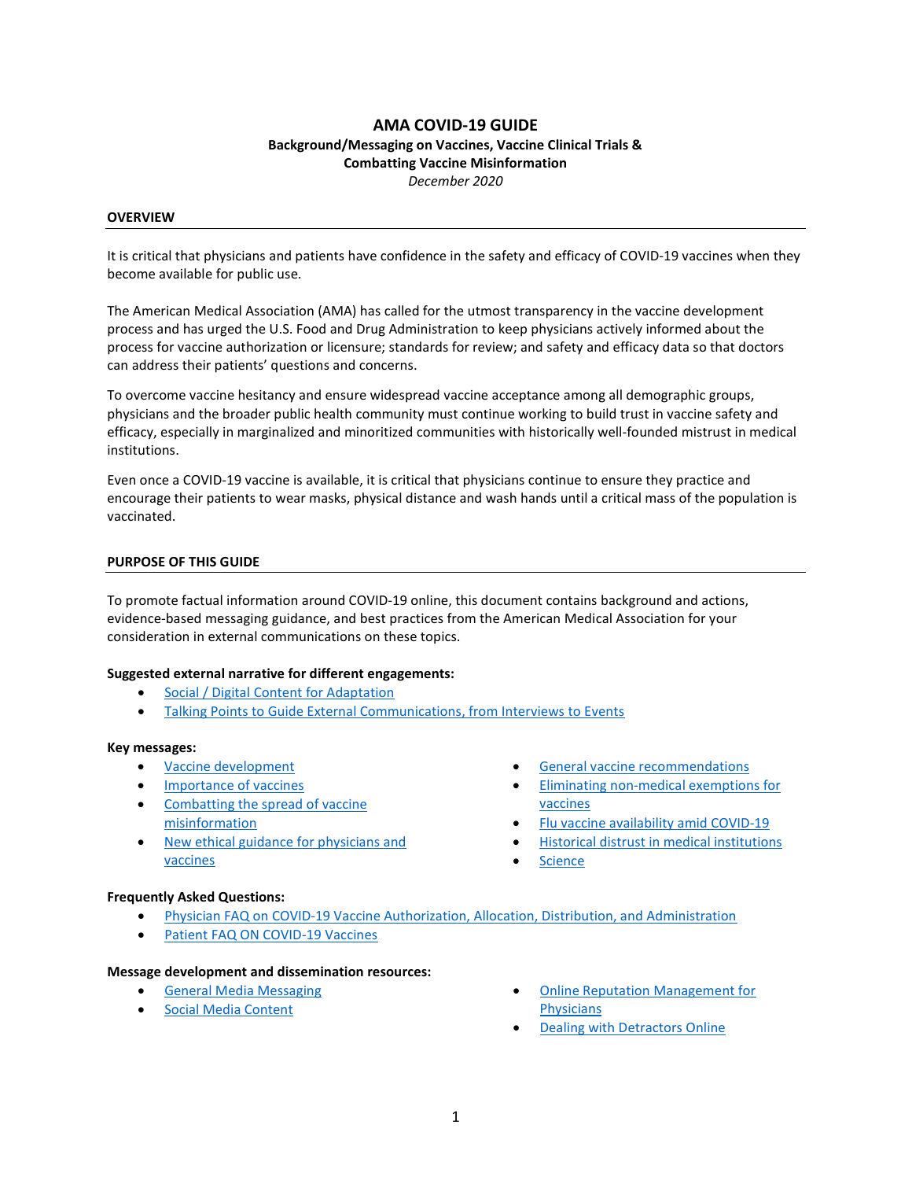# AMA COVID-19 GUIDE

**Background/Messaging on Vaccines, Vaccine Clinical Trials & Combatting Vaccine Misinformation**

*December 2020*

## OVERVIEW

It is critical that physicians and patients have confidence in the safety and efficacy of COVID-19 vaccines when they become available for public use.

The American Medical Association (AMA) has called for the utmost transparency in the vaccine development process and has urged the U.S. Food and Drug Administration to keep physicians actively informed about the process for vaccine authorization or licensure; standards for review; and safety and efficacy data so that doctors can address their patients' questions and concerns.

To overcome vaccine hesitancy and ensure widespread vaccine acceptance among all demographic groups, physicians and the broader public health community must continue working to build trust in vaccine safety and efficacy, especially in marginalized and minoritized communities with historically well-founded mistrust in medical institutions.

Even once a COVID-19 vaccine is available, it is critical that physicians continue to ensure they practice and encourage their patients to wear masks, physical distance and wash hands until a critical mass of the population is vaccinated.

## PURPOSE OF THIS GUIDE

To promote factual information around COVID-19 online, this document contains background and actions, evidence-based messaging guidance, and best practices from the American Medical Association for your consideration in external communications on these topics.

**Suggested external narrative for different engagements:**

- Social / Digital Content for Adaptation
- Talking Points to Guide External Communications, from Interviews to Events

**Key messages:**

- Vaccine development
- Importance of vaccines
- Combatting the spread of vaccine misinformation
- New ethical guidance for physicians and vaccines
- General vaccine recommendations
- Eliminating non-medical exemptions for vaccines
- Flu vaccine availability amid COVID-19
- Historical distrust in medical institutions
- Science

**Frequently Asked Questions:**

- Physician FAQ on COVID-19 Vaccine Authorization, Allocation, Distribution, and Administration
- Patient FAQ ON COVID-19 Vaccines

**Message development and dissemination resources:**

- General Media Messaging
- Social Media Content
- Online Reputation Management for Physicians
- Dealing with Detractors Online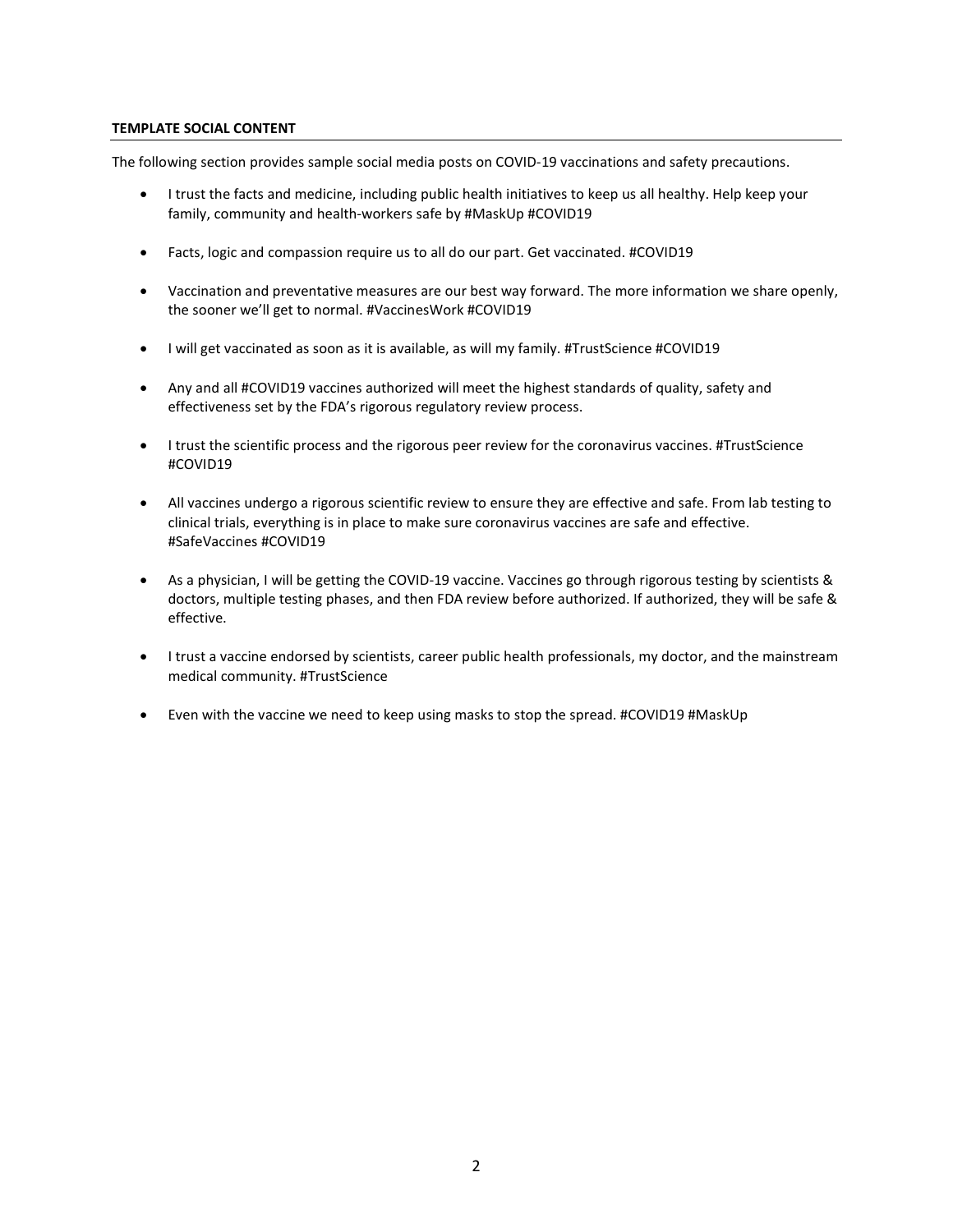**TEMPLATE SOCIAL CONTENT**

The following section provides sample social media posts on COVID-19 vaccinations and safety precautions.

- I trust the facts and medicine, including public health initiatives to keep us all healthy. Help keep your family, community and health-workers safe by #MaskUp #COVID19
- Facts, logic and compassion require us to all do our part. Get vaccinated. #COVID19
- Vaccination and preventative measures are our best way forward. The more information we share openly, the sooner we'll get to normal. #VaccinesWork #COVID19
- I will get vaccinated as soon as it is available, as will my family. #TrustScience #COVID19
- Any and all #COVID19 vaccines authorized will meet the highest standards of quality, safety and effectiveness set by the FDA's rigorous regulatory review process.
- I trust the scientific process and the rigorous peer review for the coronavirus vaccines. #TrustScience #COVID19
- All vaccines undergo a rigorous scientific review to ensure they are effective and safe. From lab testing to clinical trials, everything is in place to make sure coronavirus vaccines are safe and effective. #SafeVaccines #COVID19
- As a physician, I will be getting the COVID-19 vaccine. Vaccines go through rigorous testing by scientists & doctors, multiple testing phases, and then FDA review before authorized. If authorized, they will be safe & effective.
- I trust a vaccine endorsed by scientists, career public health professionals, my doctor, and the mainstream medical community. #TrustScience
- Even with the vaccine we need to keep using masks to stop the spread. #COVID19 #MaskUp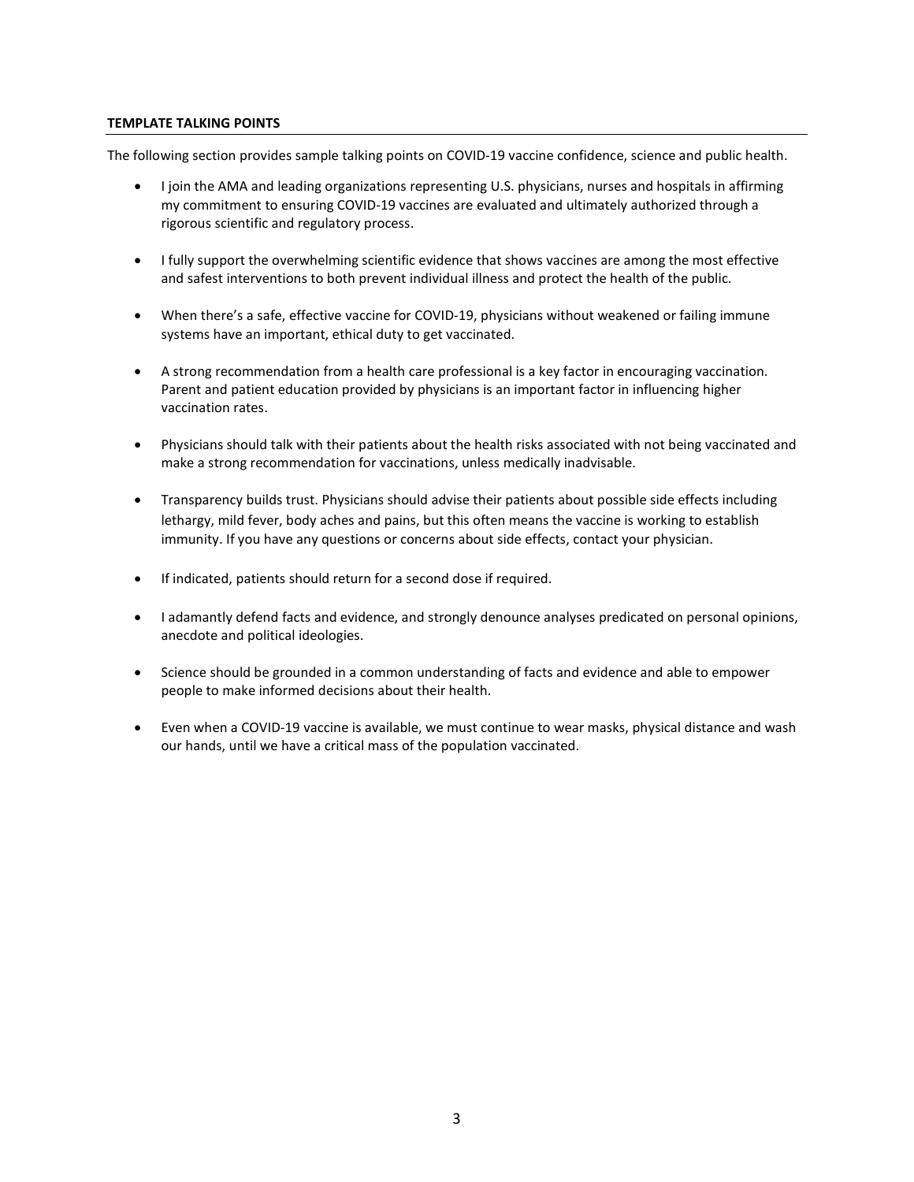**TEMPLATE TALKING POINTS**

The following section provides sample talking points on COVID-19 vaccine confidence, science and public health.

- I join the AMA and leading organizations representing U.S. physicians, nurses and hospitals in affirming my commitment to ensuring COVID-19 vaccines are evaluated and ultimately authorized through a rigorous scientific and regulatory process.

- I fully support the overwhelming scientific evidence that shows vaccines are among the most effective and safest interventions to both prevent individual illness and protect the health of the public.

- When there's a safe, effective vaccine for COVID-19, physicians without weakened or failing immune systems have an important, ethical duty to get vaccinated.

- A strong recommendation from a health care professional is a key factor in encouraging vaccination. Parent and patient education provided by physicians is an important factor in influencing higher vaccination rates.

- Physicians should talk with their patients about the health risks associated with not being vaccinated and make a strong recommendation for vaccinations, unless medically inadvisable.

- Transparency builds trust. Physicians should advise their patients about possible side effects including lethargy, mild fever, body aches and pains, but this often means the vaccine is working to establish immunity. If you have any questions or concerns about side effects, contact your physician.

- If indicated, patients should return for a second dose if required.

- I adamantly defend facts and evidence, and strongly denounce analyses predicated on personal opinions, anecdote and political ideologies.

- Science should be grounded in a common understanding of facts and evidence and able to empower people to make informed decisions about their health.

- Even when a COVID-19 vaccine is available, we must continue to wear masks, physical distance and wash our hands, until we have a critical mass of the population vaccinated.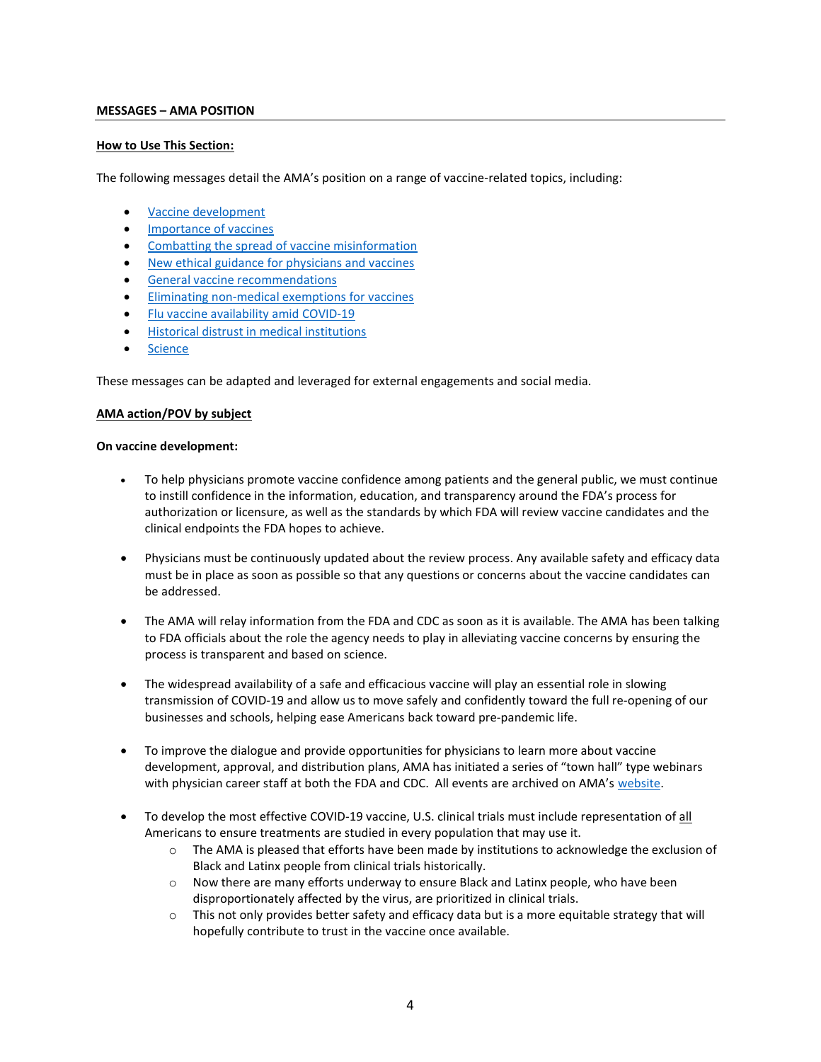**MESSAGES – AMA POSITION**

**How to Use This Section:**

The following messages detail the AMA's position on a range of vaccine-related topics, including:

- Vaccine development
- Importance of vaccines
- Combatting the spread of vaccine misinformation
- New ethical guidance for physicians and vaccines
- General vaccine recommendations
- Eliminating non-medical exemptions for vaccines
- Flu vaccine availability amid COVID-19
- Historical distrust in medical institutions
- Science

These messages can be adapted and leveraged for external engagements and social media.

**AMA action/POV by subject**

**On vaccine development:**

- To help physicians promote vaccine confidence among patients and the general public, we must continue to instill confidence in the information, education, and transparency around the FDA's process for authorization or licensure, as well as the standards by which FDA will review vaccine candidates and the clinical endpoints the FDA hopes to achieve.

- Physicians must be continuously updated about the review process. Any available safety and efficacy data must be in place as soon as possible so that any questions or concerns about the vaccine candidates can be addressed.

- The AMA will relay information from the FDA and CDC as soon as it is available. The AMA has been talking to FDA officials about the role the agency needs to play in alleviating vaccine concerns by ensuring the process is transparent and based on science.

- The widespread availability of a safe and efficacious vaccine will play an essential role in slowing transmission of COVID-19 and allow us to move safely and confidently toward the full re-opening of our businesses and schools, helping ease Americans back toward pre-pandemic life.

- To improve the dialogue and provide opportunities for physicians to learn more about vaccine development, approval, and distribution plans, AMA has initiated a series of "town hall" type webinars with physician career staff at both the FDA and CDC. All events are archived on AMA's website.

- To develop the most effective COVID-19 vaccine, U.S. clinical trials must include representation of all Americans to ensure treatments are studied in every population that may use it.
  - The AMA is pleased that efforts have been made by institutions to acknowledge the exclusion of Black and Latinx people from clinical trials historically.
  - Now there are many efforts underway to ensure Black and Latinx people, who have been disproportionately affected by the virus, are prioritized in clinical trials.
  - This not only provides better safety and efficacy data but is a more equitable strategy that will hopefully contribute to trust in the vaccine once available.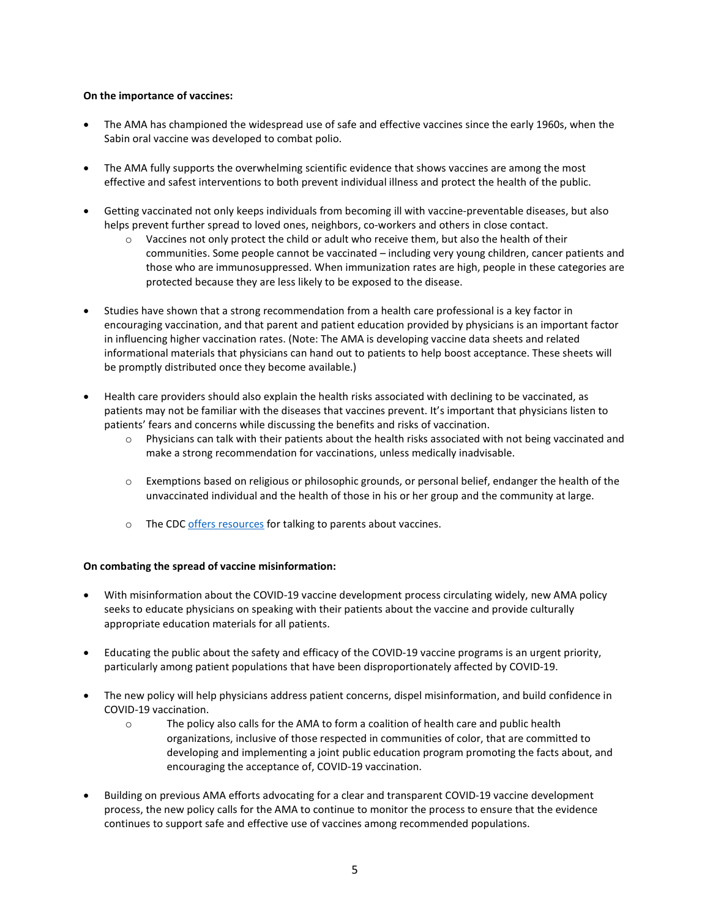**On the importance of vaccines:**

- The AMA has championed the widespread use of safe and effective vaccines since the early 1960s, when the Sabin oral vaccine was developed to combat polio.

- The AMA fully supports the overwhelming scientific evidence that shows vaccines are among the most effective and safest interventions to both prevent individual illness and protect the health of the public.

- Getting vaccinated not only keeps individuals from becoming ill with vaccine-preventable diseases, but also helps prevent further spread to loved ones, neighbors, co-workers and others in close contact.
  - Vaccines not only protect the child or adult who receive them, but also the health of their communities. Some people cannot be vaccinated – including very young children, cancer patients and those who are immunosuppressed. When immunization rates are high, people in these categories are protected because they are less likely to be exposed to the disease.

- Studies have shown that a strong recommendation from a health care professional is a key factor in encouraging vaccination, and that parent and patient education provided by physicians is an important factor in influencing higher vaccination rates. (Note: The AMA is developing vaccine data sheets and related informational materials that physicians can hand out to patients to help boost acceptance. These sheets will be promptly distributed once they become available.)

- Health care providers should also explain the health risks associated with declining to be vaccinated, as patients may not be familiar with the diseases that vaccines prevent. It's important that physicians listen to patients' fears and concerns while discussing the benefits and risks of vaccination.
  - Physicians can talk with their patients about the health risks associated with not being vaccinated and make a strong recommendation for vaccinations, unless medically inadvisable.
  - Exemptions based on religious or philosophic grounds, or personal belief, endanger the health of the unvaccinated individual and the health of those in his or her group and the community at large.
  - The CDC offers resources for talking to parents about vaccines.

**On combating the spread of vaccine misinformation:**

- With misinformation about the COVID-19 vaccine development process circulating widely, new AMA policy seeks to educate physicians on speaking with their patients about the vaccine and provide culturally appropriate education materials for all patients.

- Educating the public about the safety and efficacy of the COVID-19 vaccine programs is an urgent priority, particularly among patient populations that have been disproportionately affected by COVID-19.

- The new policy will help physicians address patient concerns, dispel misinformation, and build confidence in COVID-19 vaccination.
  - The policy also calls for the AMA to form a coalition of health care and public health organizations, inclusive of those respected in communities of color, that are committed to developing and implementing a joint public education program promoting the facts about, and encouraging the acceptance of, COVID-19 vaccination.

- Building on previous AMA efforts advocating for a clear and transparent COVID-19 vaccine development process, the new policy calls for the AMA to continue to monitor the process to ensure that the evidence continues to support safe and effective use of vaccines among recommended populations.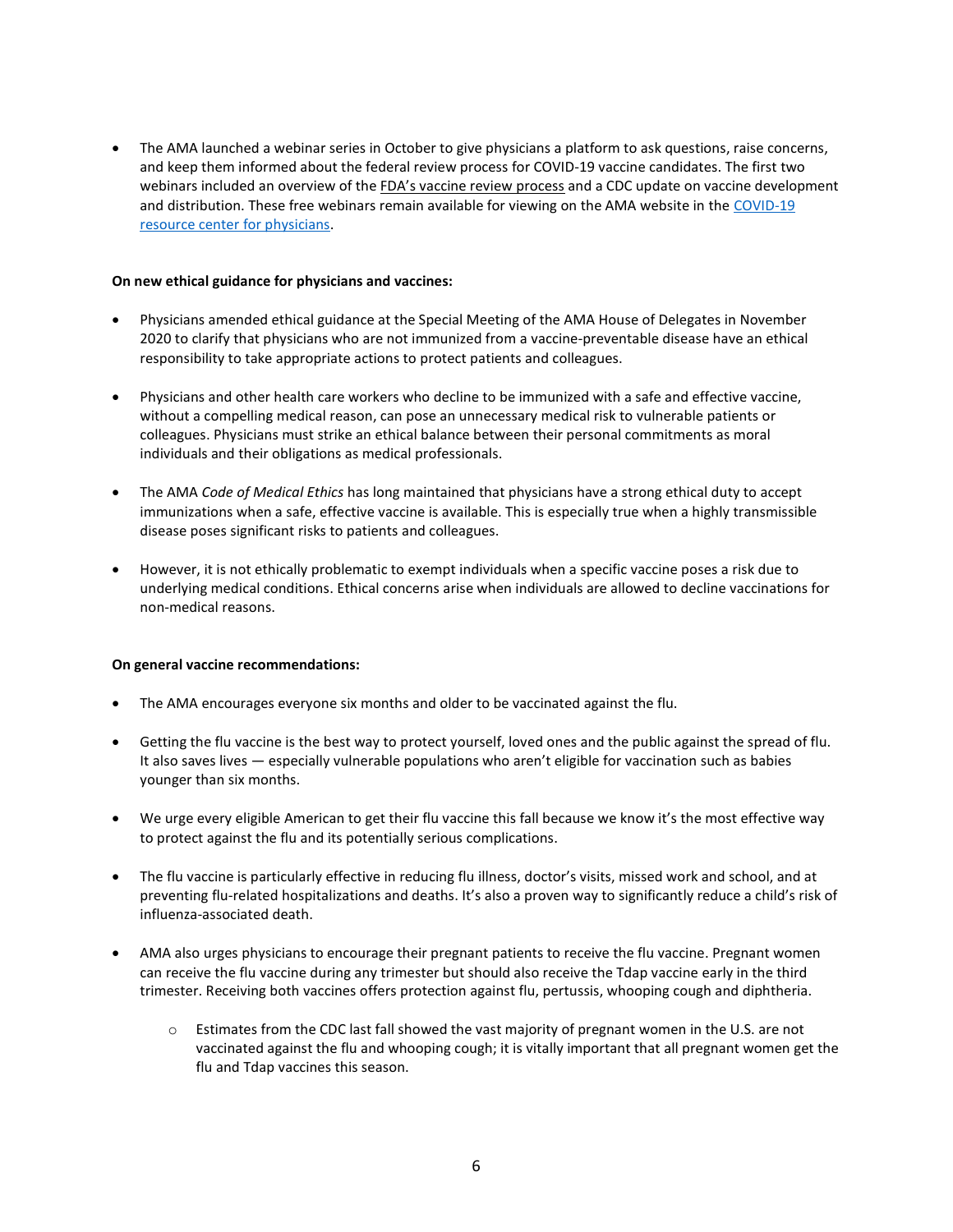- The AMA launched a webinar series in October to give physicians a platform to ask questions, raise concerns, and keep them informed about the federal review process for COVID-19 vaccine candidates. The first two webinars included an overview of the FDA's vaccine review process and a CDC update on vaccine development and distribution. These free webinars remain available for viewing on the AMA website in the COVID-19 resource center for physicians.

**On new ethical guidance for physicians and vaccines:**

- Physicians amended ethical guidance at the Special Meeting of the AMA House of Delegates in November 2020 to clarify that physicians who are not immunized from a vaccine-preventable disease have an ethical responsibility to take appropriate actions to protect patients and colleagues.

- Physicians and other health care workers who decline to be immunized with a safe and effective vaccine, without a compelling medical reason, can pose an unnecessary medical risk to vulnerable patients or colleagues. Physicians must strike an ethical balance between their personal commitments as moral individuals and their obligations as medical professionals.

- The AMA *Code of Medical Ethics* has long maintained that physicians have a strong ethical duty to accept immunizations when a safe, effective vaccine is available. This is especially true when a highly transmissible disease poses significant risks to patients and colleagues.

- However, it is not ethically problematic to exempt individuals when a specific vaccine poses a risk due to underlying medical conditions. Ethical concerns arise when individuals are allowed to decline vaccinations for non-medical reasons.

**On general vaccine recommendations:**

- The AMA encourages everyone six months and older to be vaccinated against the flu.

- Getting the flu vaccine is the best way to protect yourself, loved ones and the public against the spread of flu. It also saves lives — especially vulnerable populations who aren't eligible for vaccination such as babies younger than six months.

- We urge every eligible American to get their flu vaccine this fall because we know it's the most effective way to protect against the flu and its potentially serious complications.

- The flu vaccine is particularly effective in reducing flu illness, doctor's visits, missed work and school, and at preventing flu-related hospitalizations and deaths. It's also a proven way to significantly reduce a child's risk of influenza-associated death.

- AMA also urges physicians to encourage their pregnant patients to receive the flu vaccine. Pregnant women can receive the flu vaccine during any trimester but should also receive the Tdap vaccine early in the third trimester. Receiving both vaccines offers protection against flu, pertussis, whooping cough and diphtheria.
    - Estimates from the CDC last fall showed the vast majority of pregnant women in the U.S. are not vaccinated against the flu and whooping cough; it is vitally important that all pregnant women get the flu and Tdap vaccines this season.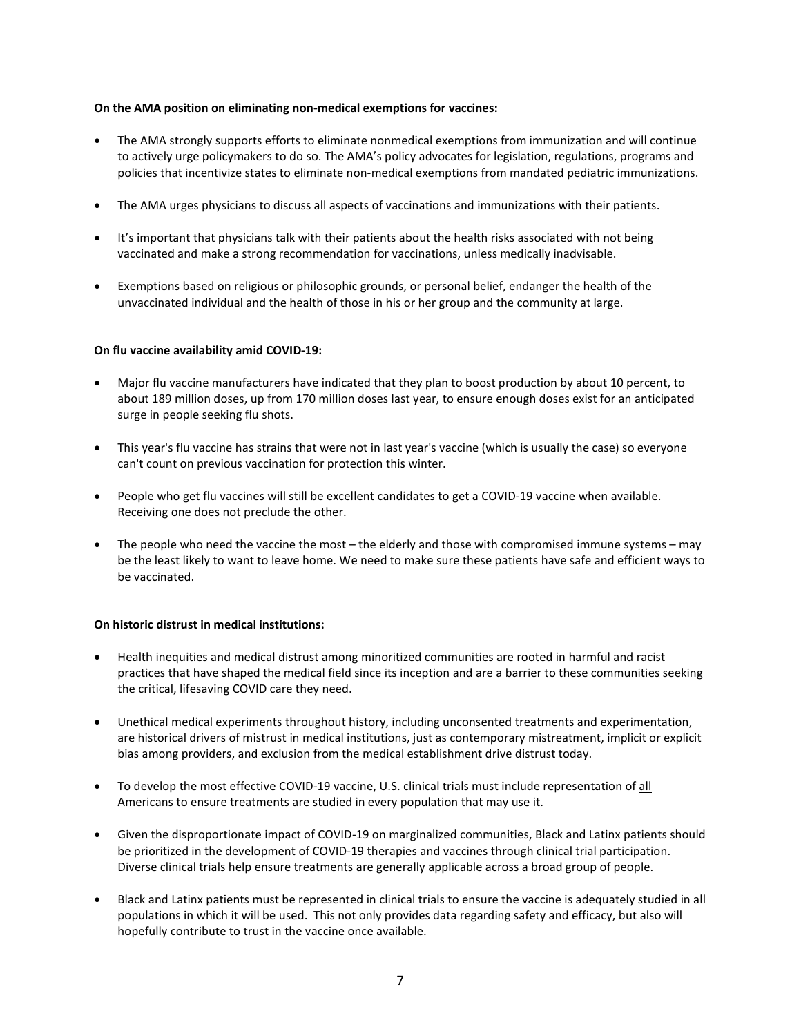**On the AMA position on eliminating non-medical exemptions for vaccines:**

- The AMA strongly supports efforts to eliminate nonmedical exemptions from immunization and will continue to actively urge policymakers to do so. The AMA's policy advocates for legislation, regulations, programs and policies that incentivize states to eliminate non-medical exemptions from mandated pediatric immunizations.
- The AMA urges physicians to discuss all aspects of vaccinations and immunizations with their patients.
- It's important that physicians talk with their patients about the health risks associated with not being vaccinated and make a strong recommendation for vaccinations, unless medically inadvisable.
- Exemptions based on religious or philosophic grounds, or personal belief, endanger the health of the unvaccinated individual and the health of those in his or her group and the community at large.

**On flu vaccine availability amid COVID-19:**

- Major flu vaccine manufacturers have indicated that they plan to boost production by about 10 percent, to about 189 million doses, up from 170 million doses last year, to ensure enough doses exist for an anticipated surge in people seeking flu shots.
- This year's flu vaccine has strains that were not in last year's vaccine (which is usually the case) so everyone can't count on previous vaccination for protection this winter.
- People who get flu vaccines will still be excellent candidates to get a COVID-19 vaccine when available. Receiving one does not preclude the other.
- The people who need the vaccine the most – the elderly and those with compromised immune systems – may be the least likely to want to leave home. We need to make sure these patients have safe and efficient ways to be vaccinated.

**On historic distrust in medical institutions:**

- Health inequities and medical distrust among minoritized communities are rooted in harmful and racist practices that have shaped the medical field since its inception and are a barrier to these communities seeking the critical, lifesaving COVID care they need.
- Unethical medical experiments throughout history, including unconsented treatments and experimentation, are historical drivers of mistrust in medical institutions, just as contemporary mistreatment, implicit or explicit bias among providers, and exclusion from the medical establishment drive distrust today.
- To develop the most effective COVID-19 vaccine, U.S. clinical trials must include representation of <u>all</u> Americans to ensure treatments are studied in every population that may use it.
- Given the disproportionate impact of COVID-19 on marginalized communities, Black and Latinx patients should be prioritized in the development of COVID-19 therapies and vaccines through clinical trial participation. Diverse clinical trials help ensure treatments are generally applicable across a broad group of people.
- Black and Latinx patients must be represented in clinical trials to ensure the vaccine is adequately studied in all populations in which it will be used. This not only provides data regarding safety and efficacy, but also will hopefully contribute to trust in the vaccine once available.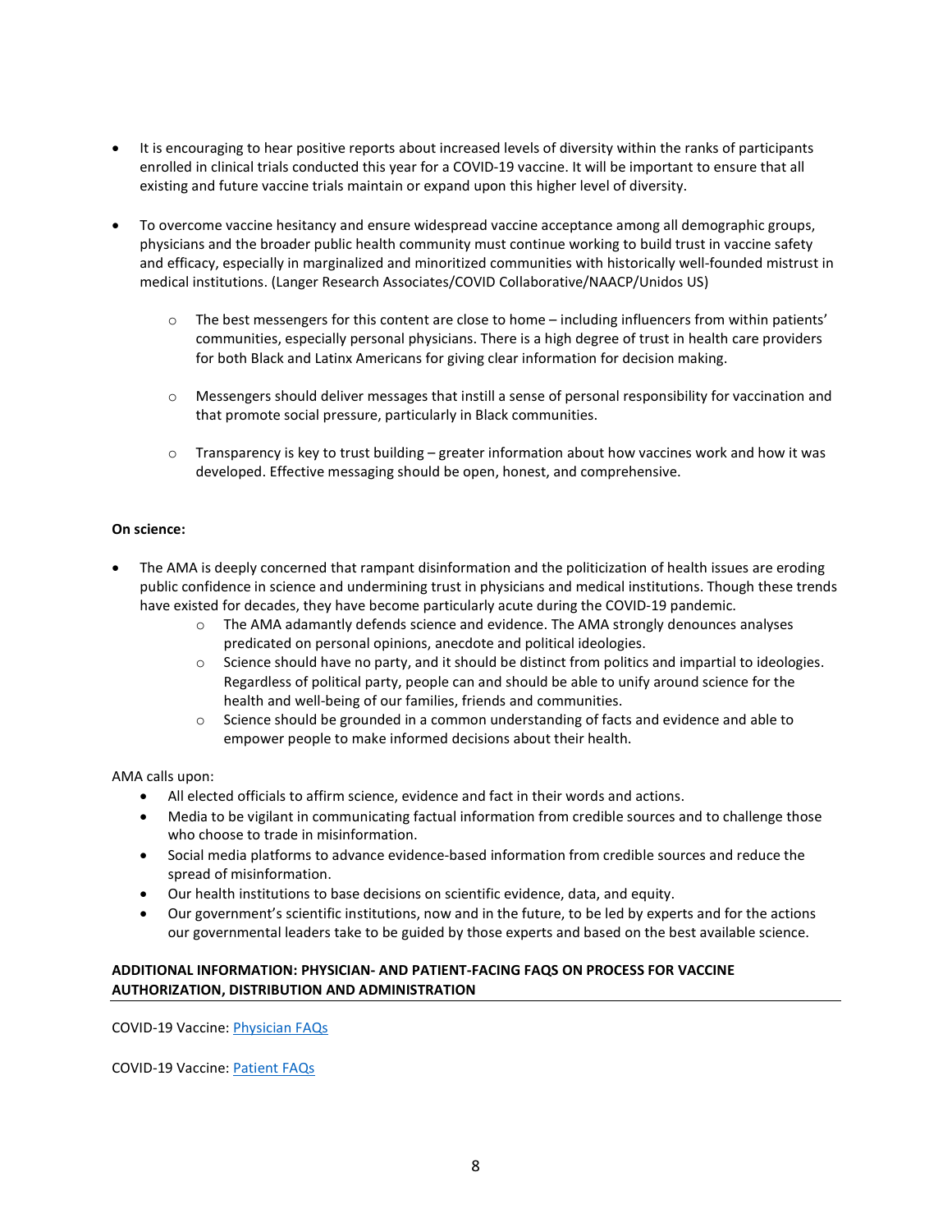- It is encouraging to hear positive reports about increased levels of diversity within the ranks of participants enrolled in clinical trials conducted this year for a COVID-19 vaccine. It will be important to ensure that all existing and future vaccine trials maintain or expand upon this higher level of diversity.

- To overcome vaccine hesitancy and ensure widespread vaccine acceptance among all demographic groups, physicians and the broader public health community must continue working to build trust in vaccine safety and efficacy, especially in marginalized and minoritized communities with historically well-founded mistrust in medical institutions. (Langer Research Associates/COVID Collaborative/NAACP/Unidos US)

    - The best messengers for this content are close to home – including influencers from within patients' communities, especially personal physicians. There is a high degree of trust in health care providers for both Black and Latinx Americans for giving clear information for decision making.

    - Messengers should deliver messages that instill a sense of personal responsibility for vaccination and that promote social pressure, particularly in Black communities.

    - Transparency is key to trust building – greater information about how vaccines work and how it was developed. Effective messaging should be open, honest, and comprehensive.

**On science:**

- The AMA is deeply concerned that rampant disinformation and the politicization of health issues are eroding public confidence in science and undermining trust in physicians and medical institutions. Though these trends have existed for decades, they have become particularly acute during the COVID-19 pandemic.
    - The AMA adamantly defends science and evidence. The AMA strongly denounces analyses predicated on personal opinions, anecdote and political ideologies.
    - Science should have no party, and it should be distinct from politics and impartial to ideologies. Regardless of political party, people can and should be able to unify around science for the health and well-being of our families, friends and communities.
    - Science should be grounded in a common understanding of facts and evidence and able to empower people to make informed decisions about their health.

AMA calls upon:

- All elected officials to affirm science, evidence and fact in their words and actions.
- Media to be vigilant in communicating factual information from credible sources and to challenge those who choose to trade in misinformation.
- Social media platforms to advance evidence-based information from credible sources and reduce the spread of misinformation.
- Our health institutions to base decisions on scientific evidence, data, and equity.
- Our government's scientific institutions, now and in the future, to be led by experts and for the actions our governmental leaders take to be guided by those experts and based on the best available science.

**ADDITIONAL INFORMATION: PHYSICIAN- AND PATIENT-FACING FAQS ON PROCESS FOR VACCINE AUTHORIZATION, DISTRIBUTION AND ADMINISTRATION**

COVID-19 Vaccine: Physician FAQs

COVID-19 Vaccine: Patient FAQs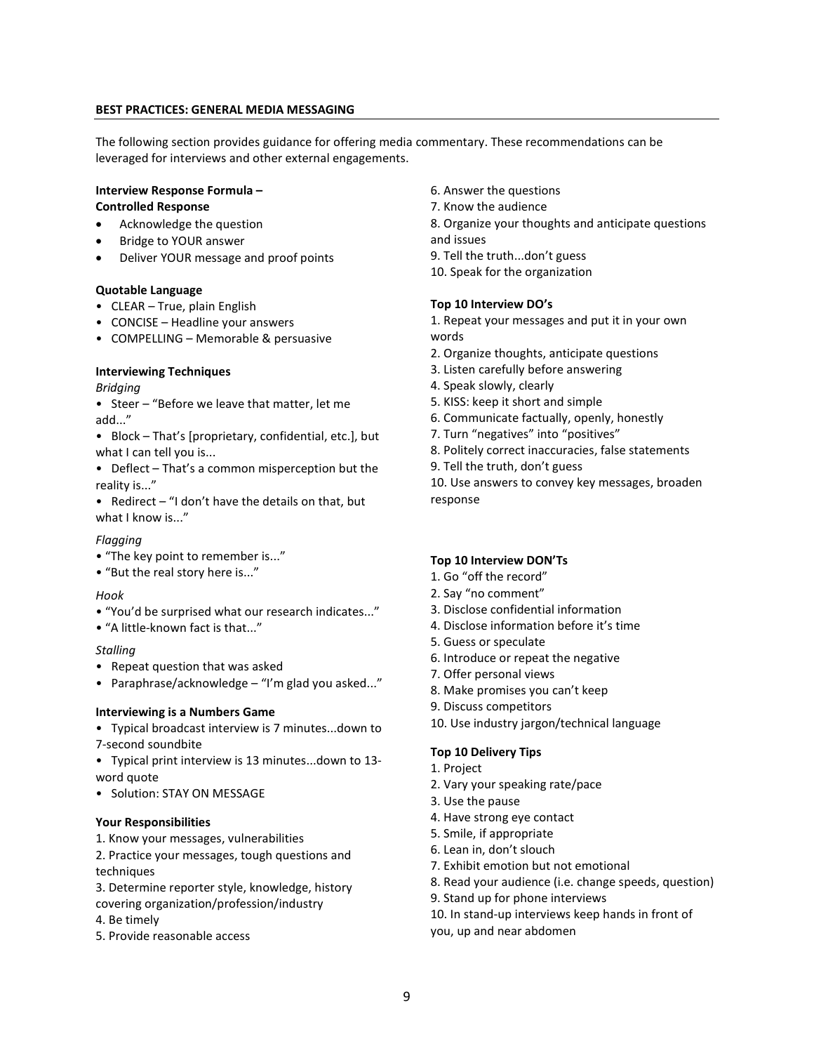## BEST PRACTICES: GENERAL MEDIA MESSAGING

The following section provides guidance for offering media commentary. These recommendations can be leveraged for interviews and other external engagements.

**Interview Response Formula – Controlled Response**

- Acknowledge the question
- Bridge to YOUR answer
- Deliver YOUR message and proof points

**Quotable Language**

- CLEAR – True, plain English
- CONCISE – Headline your answers
- COMPELLING – Memorable & persuasive

**Interviewing Techniques**

*Bridging*

- Steer – "Before we leave that matter, let me add..."
- Block – That's [proprietary, confidential, etc.], but what I can tell you is...
- Deflect – That's a common misperception but the reality is..."
- Redirect – "I don't have the details on that, but what I know is..."

*Flagging*

- "The key point to remember is..."
- "But the real story here is..."

*Hook*

- "You'd be surprised what our research indicates..."
- "A little-known fact is that..."

*Stalling*

- Repeat question that was asked
- Paraphrase/acknowledge – "I'm glad you asked..."

**Interviewing is a Numbers Game**

- Typical broadcast interview is 7 minutes...down to 7-second soundbite
- Typical print interview is 13 minutes...down to 13-word quote
- Solution: STAY ON MESSAGE

**Your Responsibilities**

1. Know your messages, vulnerabilities
2. Practice your messages, tough questions and techniques
3. Determine reporter style, knowledge, history covering organization/profession/industry
4. Be timely
5. Provide reasonable access
6. Answer the questions
7. Know the audience
8. Organize your thoughts and anticipate questions and issues
9. Tell the truth...don't guess
10. Speak for the organization

**Top 10 Interview DO's**

1. Repeat your messages and put it in your own words
2. Organize thoughts, anticipate questions
3. Listen carefully before answering
4. Speak slowly, clearly
5. KISS: keep it short and simple
6. Communicate factually, openly, honestly
7. Turn "negatives" into "positives"
8. Politely correct inaccuracies, false statements
9. Tell the truth, don't guess
10. Use answers to convey key messages, broaden response

**Top 10 Interview DON'Ts**

1. Go "off the record"
2. Say "no comment"
3. Disclose confidential information
4. Disclose information before it's time
5. Guess or speculate
6. Introduce or repeat the negative
7. Offer personal views
8. Make promises you can't keep
9. Discuss competitors
10. Use industry jargon/technical language

**Top 10 Delivery Tips**

1. Project
2. Vary your speaking rate/pace
3. Use the pause
4. Have strong eye contact
5. Smile, if appropriate
6. Lean in, don't slouch
7. Exhibit emotion but not emotional
8. Read your audience (i.e. change speeds, question)
9. Stand up for phone interviews
10. In stand-up interviews keep hands in front of you, up and near abdomen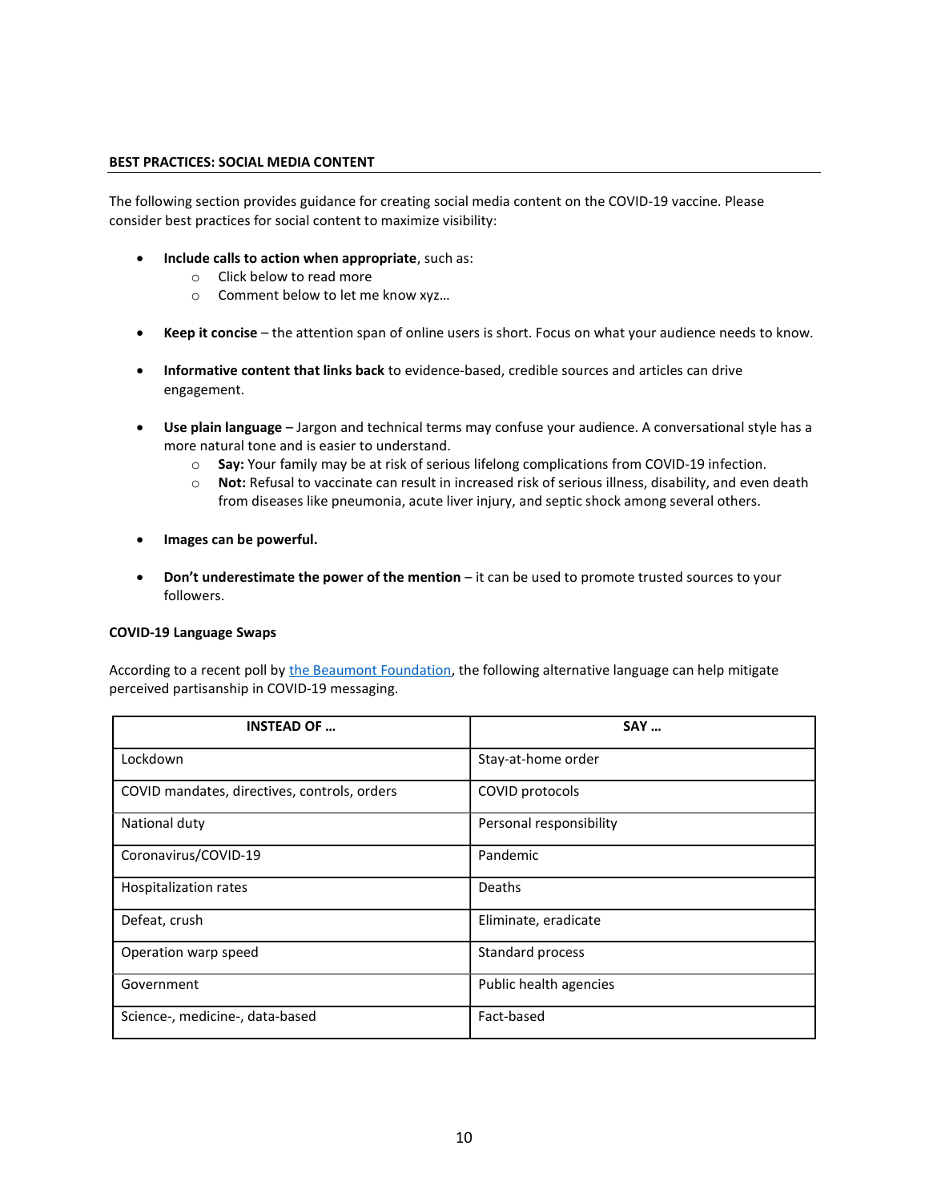## BEST PRACTICES: SOCIAL MEDIA CONTENT

The following section provides guidance for creating social media content on the COVID-19 vaccine. Please consider best practices for social content to maximize visibility:

- **Include calls to action when appropriate**, such as:
  - Click below to read more
  - Comment below to let me know xyz…
- **Keep it concise** – the attention span of online users is short. Focus on what your audience needs to know.
- **Informative content that links back** to evidence-based, credible sources and articles can drive engagement.
- **Use plain language** – Jargon and technical terms may confuse your audience. A conversational style has a more natural tone and is easier to understand.
  - **Say:** Your family may be at risk of serious lifelong complications from COVID-19 infection.
  - **Not:** Refusal to vaccinate can result in increased risk of serious illness, disability, and even death from diseases like pneumonia, acute liver injury, and septic shock among several others.
- **Images can be powerful.**
- **Don't underestimate the power of the mention** – it can be used to promote trusted sources to your followers.

### COVID-19 Language Swaps

According to a recent poll by [the Beaumont Foundation](), the following alternative language can help mitigate perceived partisanship in COVID-19 messaging.

| INSTEAD OF … | SAY … |
|---|---|
| Lockdown | Stay-at-home order |
| COVID mandates, directives, controls, orders | COVID protocols |
| National duty | Personal responsibility |
| Coronavirus/COVID-19 | Pandemic |
| Hospitalization rates | Deaths |
| Defeat, crush | Eliminate, eradicate |
| Operation warp speed | Standard process |
| Government | Public health agencies |
| Science-, medicine-, data-based | Fact-based |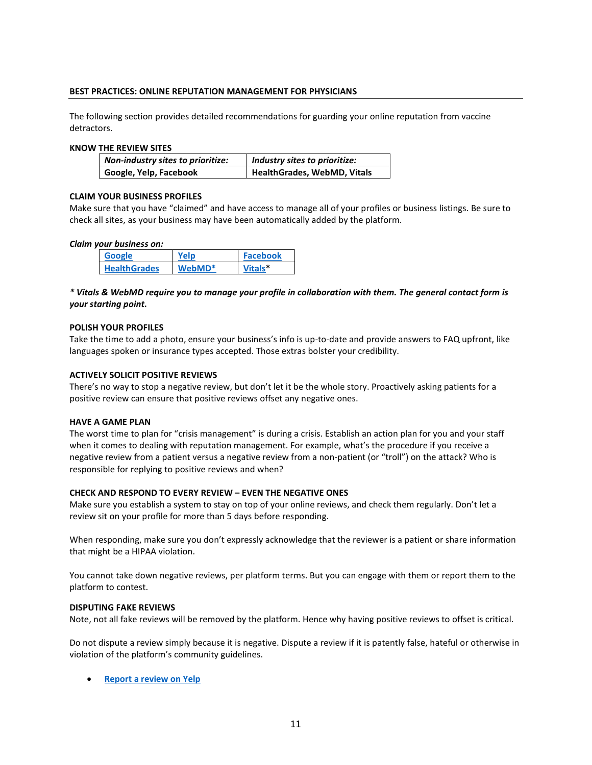## BEST PRACTICES: ONLINE REPUTATION MANAGEMENT FOR PHYSICIANS

The following section provides detailed recommendations for guarding your online reputation from vaccine detractors.

### KNOW THE REVIEW SITES

| *Non-industry sites to prioritize:* | *Industry sites to prioritize:* |
|---|---|
| **Google, Yelp, Facebook** | **HealthGrades, WebMD, Vitals** |

### CLAIM YOUR BUSINESS PROFILES

Make sure that you have "claimed" and have access to manage all of your profiles or business listings. Be sure to check all sites, as your business may have been automatically added by the platform.

***Claim your business on:***

| Google | Yelp | Facebook |
|---|---|---|
| HealthGrades | WebMD* | Vitals* |

***\* Vitals & WebMD require you to manage your profile in collaboration with them. The general contact form is your starting point.***

### POLISH YOUR PROFILES

Take the time to add a photo, ensure your business's info is up-to-date and provide answers to FAQ upfront, like languages spoken or insurance types accepted. Those extras bolster your credibility.

### ACTIVELY SOLICIT POSITIVE REVIEWS

There's no way to stop a negative review, but don't let it be the whole story. Proactively asking patients for a positive review can ensure that positive reviews offset any negative ones.

### HAVE A GAME PLAN

The worst time to plan for "crisis management" is during a crisis. Establish an action plan for you and your staff when it comes to dealing with reputation management. For example, what's the procedure if you receive a negative review from a patient versus a negative review from a non-patient (or "troll") on the attack? Who is responsible for replying to positive reviews and when?

### CHECK AND RESPOND TO EVERY REVIEW – EVEN THE NEGATIVE ONES

Make sure you establish a system to stay on top of your online reviews, and check them regularly. Don't let a review sit on your profile for more than 5 days before responding.

When responding, make sure you don't expressly acknowledge that the reviewer is a patient or share information that might be a HIPAA violation.

You cannot take down negative reviews, per platform terms. But you can engage with them or report them to the platform to contest.

### DISPUTING FAKE REVIEWS

Note, not all fake reviews will be removed by the platform. Hence why having positive reviews to offset is critical.

Do not dispute a review simply because it is negative. Dispute a review if it is patently false, hateful or otherwise in violation of the platform's community guidelines.

- **Report a review on Yelp**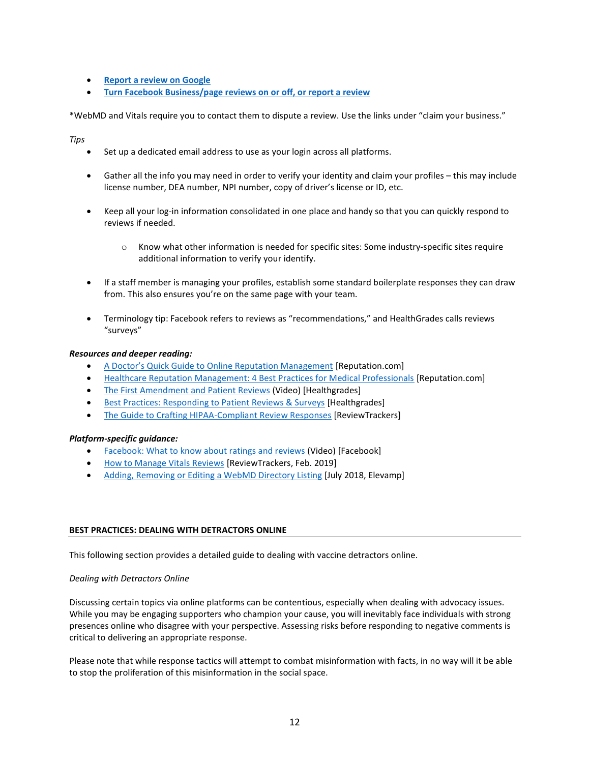- **Report a review on Google**
- **Turn Facebook Business/page reviews on or off, or report a review**

*WebMD and Vitals require you to contact them to dispute a review. Use the links under "claim your business."

*Tips*

- Set up a dedicated email address to use as your login across all platforms.
- Gather all the info you may need in order to verify your identity and claim your profiles – this may include license number, DEA number, NPI number, copy of driver's license or ID, etc.
- Keep all your log-in information consolidated in one place and handy so that you can quickly respond to reviews if needed.
    - Know what other information is needed for specific sites: Some industry-specific sites require additional information to verify your identify.
- If a staff member is managing your profiles, establish some standard boilerplate responses they can draw from. This also ensures you're on the same page with your team.
- Terminology tip: Facebook refers to reviews as "recommendations," and HealthGrades calls reviews "surveys"

***Resources and deeper reading:***

- A Doctor's Quick Guide to Online Reputation Management [Reputation.com]
- Healthcare Reputation Management: 4 Best Practices for Medical Professionals [Reputation.com]
- The First Amendment and Patient Reviews (Video) [Healthgrades]
- Best Practices: Responding to Patient Reviews & Surveys [Healthgrades]
- The Guide to Crafting HIPAA-Compliant Review Responses [ReviewTrackers]

***Platform-specific guidance:***

- Facebook: What to know about ratings and reviews (Video) [Facebook]
- How to Manage Vitals Reviews [ReviewTrackers, Feb. 2019]
- Adding, Removing or Editing a WebMD Directory Listing [July 2018, Elevamp]

## BEST PRACTICES: DEALING WITH DETRACTORS ONLINE

This following section provides a detailed guide to dealing with vaccine detractors online.

*Dealing with Detractors Online*

Discussing certain topics via online platforms can be contentious, especially when dealing with advocacy issues. While you may be engaging supporters who champion your cause, you will inevitably face individuals with strong presences online who disagree with your perspective. Assessing risks before responding to negative comments is critical to delivering an appropriate response.

Please note that while response tactics will attempt to combat misinformation with facts, in no way will it be able to stop the proliferation of this misinformation in the social space.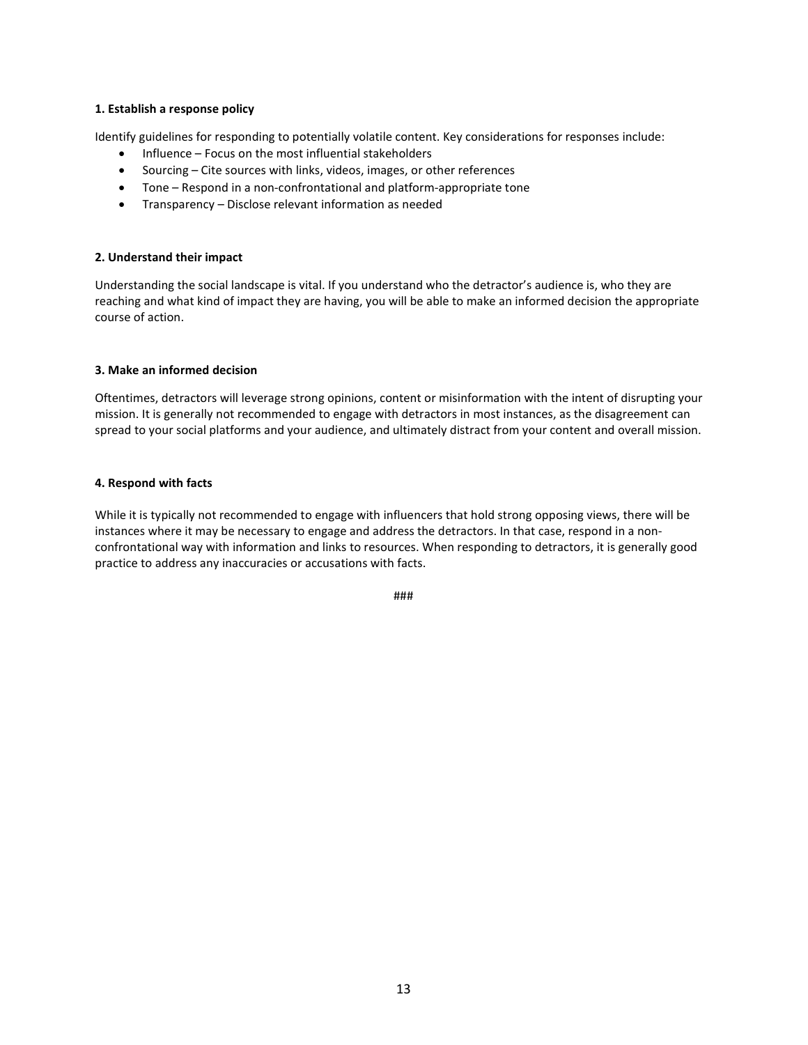**1. Establish a response policy**

Identify guidelines for responding to potentially volatile content. Key considerations for responses include:

- Influence – Focus on the most influential stakeholders
- Sourcing – Cite sources with links, videos, images, or other references
- Tone – Respond in a non-confrontational and platform-appropriate tone
- Transparency – Disclose relevant information as needed

**2. Understand their impact**

Understanding the social landscape is vital. If you understand who the detractor's audience is, who they are reaching and what kind of impact they are having, you will be able to make an informed decision the appropriate course of action.

**3. Make an informed decision**

Oftentimes, detractors will leverage strong opinions, content or misinformation with the intent of disrupting your mission. It is generally not recommended to engage with detractors in most instances, as the disagreement can spread to your social platforms and your audience, and ultimately distract from your content and overall mission.

**4. Respond with facts**

While it is typically not recommended to engage with influencers that hold strong opposing views, there will be instances where it may be necessary to engage and address the detractors. In that case, respond in a non-confrontational way with information and links to resources. When responding to detractors, it is generally good practice to address any inaccuracies or accusations with facts.

###